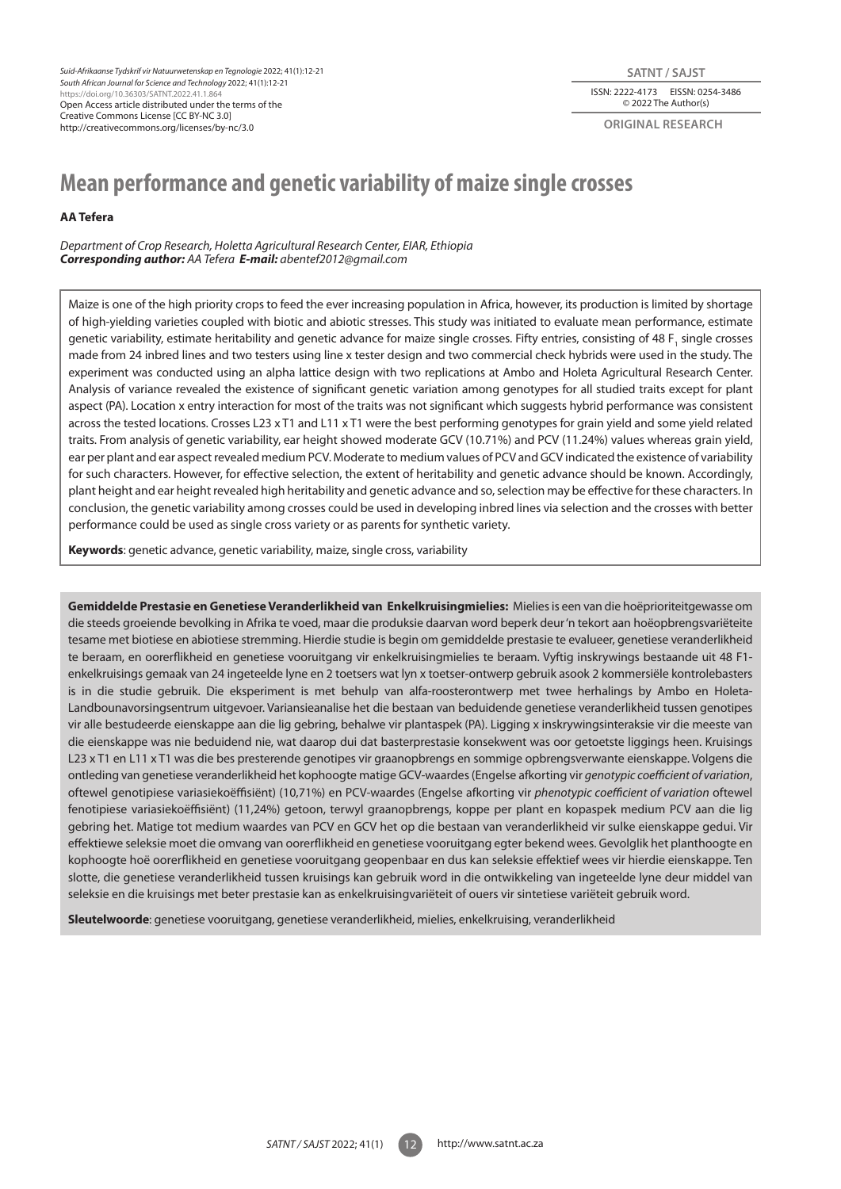Suid-Afrikaanse Tydskrif vir Natuurwetenskap en Tegnologie 2022; 41(1):12-21
South African Journal for Science and Technology 2022; 41(1):12-21
https://doi.org/10.36303/SATNT.2022.41.1.864
Open Access article distributed under the terms of the Creative Commons License [CC BY-NC 3.0]
http://creativecommons.org/licenses/by-nc/3.0

SATNT / SAJST
ISSN: 2222-4173 EISSN: 0254-3486
© 2022 The Author(s)

ORIGINAL RESEARCH

# Mean performance and genetic variability of maize single crosses

**AA Tefera**

*Department of Crop Research, Holetta Agricultural Research Center, EIAR, Ethiopia*
***Corresponding author:** AA Tefera* ***E-mail:** abentef2012@gmail.com*

Maize is one of the high priority crops to feed the ever increasing population in Africa, however, its production is limited by shortage of high-yielding varieties coupled with biotic and abiotic stresses. This study was initiated to evaluate mean performance, estimate genetic variability, estimate heritability and genetic advance for maize single crosses. Fifty entries, consisting of 48 $F_1$ single crosses made from 24 inbred lines and two testers using line x tester design and two commercial check hybrids were used in the study. The experiment was conducted using an alpha lattice design with two replications at Ambo and Holeta Agricultural Research Center. Analysis of variance revealed the existence of significant genetic variation among genotypes for all studied traits except for plant aspect (PA). Location x entry interaction for most of the traits was not significant which suggests hybrid performance was consistent across the tested locations. Crosses L23 x T1 and L11 x T1 were the best performing genotypes for grain yield and some yield related traits. From analysis of genetic variability, ear height showed moderate GCV (10.71%) and PCV (11.24%) values whereas grain yield, ear per plant and ear aspect revealed medium PCV. Moderate to medium values of PCV and GCV indicated the existence of variability for such characters. However, for effective selection, the extent of heritability and genetic advance should be known. Accordingly, plant height and ear height revealed high heritability and genetic advance and so, selection may be effective for these characters. In conclusion, the genetic variability among crosses could be used in developing inbred lines via selection and the crosses with better performance could be used as single cross variety or as parents for synthetic variety.

**Keywords**: genetic advance, genetic variability, maize, single cross, variability

**Gemiddelde Prestasie en Genetiese Veranderlikheid van Enkelkruisingmielies:** Mielies is een van die hoëprioriteitgewasse om die steeds groeiende bevolking in Afrika te voed, maar die produksie daarvan word beperk deur 'n tekort aan hoëopbrengsvariëteite tesame met biotiese en abiotiese stremming. Hierdie studie is begin om gemiddelde prestasie te evalueer, genetiese veranderlikheid te beraam, en oorerflikheid en genetiese vooruitgang vir enkelkruisingmielies te beraam. Vyftig inskrywings bestaande uit 48 F1-enkelkruisings gemaak van 24 ingeteelde lyne en 2 toetsers wat lyn x toetser-ontwerp gebruik asook 2 kommersiële kontrolebasters is in die studie gebruik. Die eksperiment is met behulp van alfa-roosterontwerp met twee herhalings by Ambo en Holeta-Landbounavorsingsentrum uitgevoer. Variansieanalise het die bestaan van beduidende genetiese veranderlikheid tussen genotipes vir alle bestudeerde eienskappe aan die lig gebring, behalwe vir plantaspek (PA). Ligging x inskrywingsinteraksie vir die meeste van die eienskappe was nie beduidend nie, wat daarop dui dat basterprestasie konsekwent was oor getoetste liggings heen. Kruisings L23 x T1 en L11 x T1 was die bes presterende genotipes vir graanopbrengs en sommige opbrengsverwante eienskappe. Volgens die ontleding van genetiese veranderlikheid het kophoogte matige GCV-waardes (Engelse afkorting vir *genotypic coefficient of variation*, oftewel genotipiese variasiekoëffisiënt) (10,71%) en PCV-waardes (Engelse afkorting vir *phenotypic coefficient of variation* oftewel fenotipiese variasiekoëffisiënt) (11,24%) getoon, terwyl graanopbrengs, koppe per plant en kopaspek medium PCV aan die lig gebring het. Matige tot medium waardes van PCV en GCV het op die bestaan van veranderlikheid vir sulke eienskappe gedui. Vir effektiewe seleksie moet die omvang van oorerflikheid en genetiese vooruitgang egter bekend wees. Gevolglik het planthoogte en kophoogte hoë oorerflikheid en genetiese vooruitgang geopenbaar en dus kan seleksie effektief wees vir hierdie eienskappe. Ten slotte, die genetiese veranderlikheid tussen kruisings kan gebruik word in die ontwikkeling van ingeteelde lyne deur middel van seleksie en die kruisings met beter prestasie kan as enkelkruisingvariëteit of ouers vir sintetiese variëteit gebruik word.

**Sleutelwoorde**: genetiese vooruitgang, genetiese veranderlikheid, mielies, enkelkruising, veranderlikheid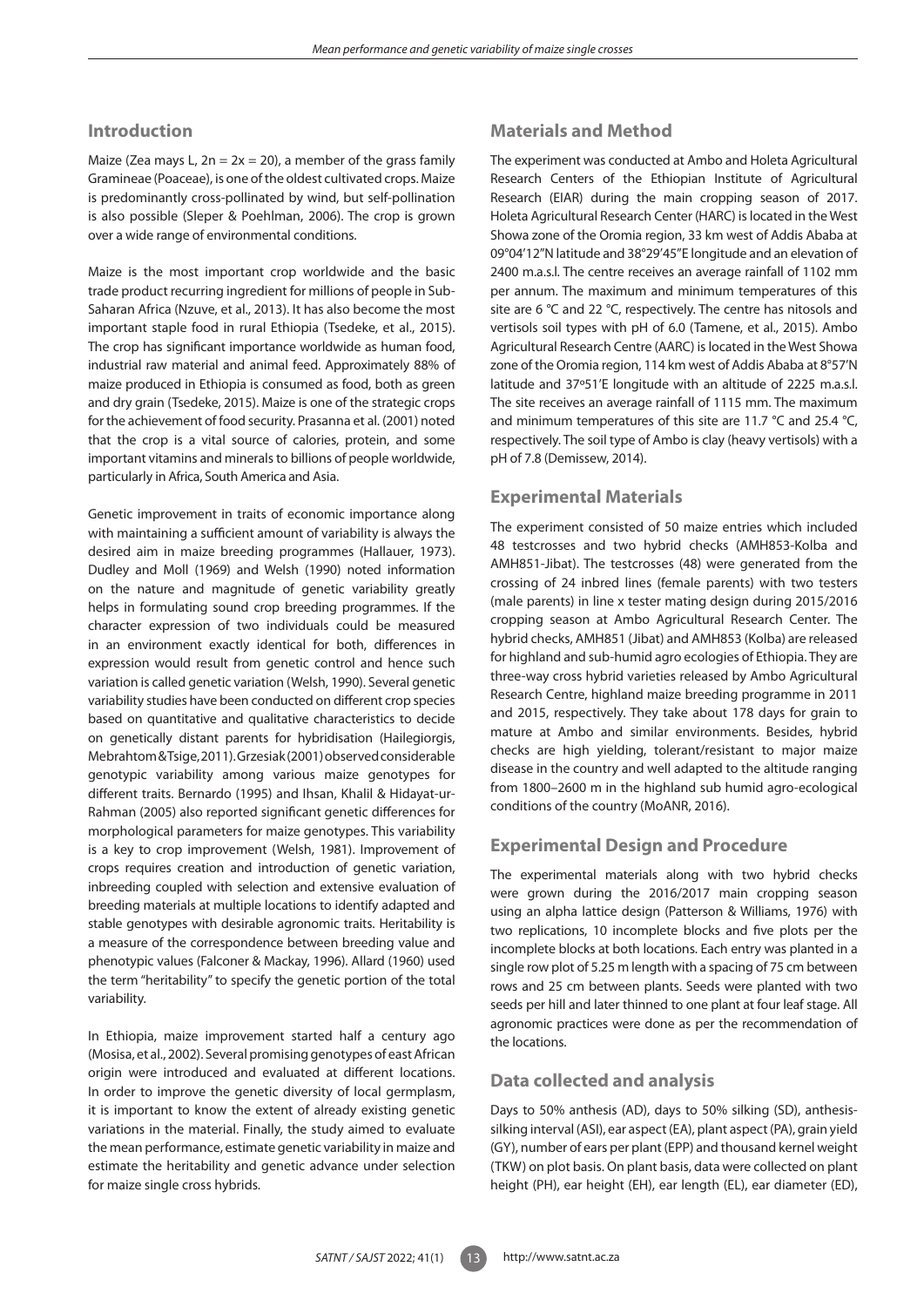## Introduction

Maize (Zea mays L, $2n = 2x = 20$), a member of the grass family Gramineae (Poaceae), is one of the oldest cultivated crops. Maize is predominantly cross-pollinated by wind, but self-pollination is also possible (Sleper & Poehlman, 2006). The crop is grown over a wide range of environmental conditions.

Maize is the most important crop worldwide and the basic trade product recurring ingredient for millions of people in Sub-Saharan Africa (Nzuve, et al., 2013). It has also become the most important staple food in rural Ethiopia (Tsedeke, et al., 2015). The crop has significant importance worldwide as human food, industrial raw material and animal feed. Approximately 88% of maize produced in Ethiopia is consumed as food, both as green and dry grain (Tsedeke, 2015). Maize is one of the strategic crops for the achievement of food security. Prasanna et al. (2001) noted that the crop is a vital source of calories, protein, and some important vitamins and minerals to billions of people worldwide, particularly in Africa, South America and Asia.

Genetic improvement in traits of economic importance along with maintaining a sufficient amount of variability is always the desired aim in maize breeding programmes (Hallauer, 1973). Dudley and Moll (1969) and Welsh (1990) noted information on the nature and magnitude of genetic variability greatly helps in formulating sound crop breeding programmes. If the character expression of two individuals could be measured in an environment exactly identical for both, differences in expression would result from genetic control and hence such variation is called genetic variation (Welsh, 1990). Several genetic variability studies have been conducted on different crop species based on quantitative and qualitative characteristics to decide on genetically distant parents for hybridisation (Hailegiorgis, Mebrahtom & Tsige, 2011). Grzesiak (2001) observed considerable genotypic variability among various maize genotypes for different traits. Bernardo (1995) and Ihsan, Khalil & Hidayat-ur-Rahman (2005) also reported significant genetic differences for morphological parameters for maize genotypes. This variability is a key to crop improvement (Welsh, 1981). Improvement of crops requires creation and introduction of genetic variation, inbreeding coupled with selection and extensive evaluation of breeding materials at multiple locations to identify adapted and stable genotypes with desirable agronomic traits. Heritability is a measure of the correspondence between breeding value and phenotypic values (Falconer & Mackay, 1996). Allard (1960) used the term "heritability" to specify the genetic portion of the total variability.

In Ethiopia, maize improvement started half a century ago (Mosisa, et al., 2002). Several promising genotypes of east African origin were introduced and evaluated at different locations. In order to improve the genetic diversity of local germplasm, it is important to know the extent of already existing genetic variations in the material. Finally, the study aimed to evaluate the mean performance, estimate genetic variability in maize and estimate the heritability and genetic advance under selection for maize single cross hybrids.

## Materials and Method

The experiment was conducted at Ambo and Holeta Agricultural Research Centers of the Ethiopian Institute of Agricultural Research (EIAR) during the main cropping season of 2017. Holeta Agricultural Research Center (HARC) is located in the West Showa zone of the Oromia region, 33 km west of Addis Ababa at 09°04'12"N latitude and 38°29'45"E longitude and an elevation of 2400 m.a.s.l. The centre receives an average rainfall of 1102 mm per annum. The maximum and minimum temperatures of this site are 6 °C and 22 °C, respectively. The centre has nitosols and vertisols soil types with pH of 6.0 (Tamene, et al., 2015). Ambo Agricultural Research Centre (AARC) is located in the West Showa zone of the Oromia region, 114 km west of Addis Ababa at 8°57'N latitude and 37º51'E longitude with an altitude of 2225 m.a.s.l. The site receives an average rainfall of 1115 mm. The maximum and minimum temperatures of this site are 11.7 °C and 25.4 °C, respectively. The soil type of Ambo is clay (heavy vertisols) with a pH of 7.8 (Demissew, 2014).

## Experimental Materials

The experiment consisted of 50 maize entries which included 48 testcrosses and two hybrid checks (AMH853-Kolba and AMH851-Jibat). The testcrosses (48) were generated from the crossing of 24 inbred lines (female parents) with two testers (male parents) in line x tester mating design during 2015/2016 cropping season at Ambo Agricultural Research Center. The hybrid checks, AMH851 (Jibat) and AMH853 (Kolba) are released for highland and sub-humid agro ecologies of Ethiopia. They are three-way cross hybrid varieties released by Ambo Agricultural Research Centre, highland maize breeding programme in 2011 and 2015, respectively. They take about 178 days for grain to mature at Ambo and similar environments. Besides, hybrid checks are high yielding, tolerant/resistant to major maize disease in the country and well adapted to the altitude ranging from 1800–2600 m in the highland sub humid agro-ecological conditions of the country (MoANR, 2016).

## Experimental Design and Procedure

The experimental materials along with two hybrid checks were grown during the 2016/2017 main cropping season using an alpha lattice design (Patterson & Williams, 1976) with two replications, 10 incomplete blocks and five plots per the incomplete blocks at both locations. Each entry was planted in a single row plot of 5.25 m length with a spacing of 75 cm between rows and 25 cm between plants. Seeds were planted with two seeds per hill and later thinned to one plant at four leaf stage. All agronomic practices were done as per the recommendation of the locations.

## Data collected and analysis

Days to 50% anthesis (AD), days to 50% silking (SD), anthesis-silking interval (ASI), ear aspect (EA), plant aspect (PA), grain yield (GY), number of ears per plant (EPP) and thousand kernel weight (TKW) on plot basis. On plant basis, data were collected on plant height (PH), ear height (EH), ear length (EL), ear diameter (ED),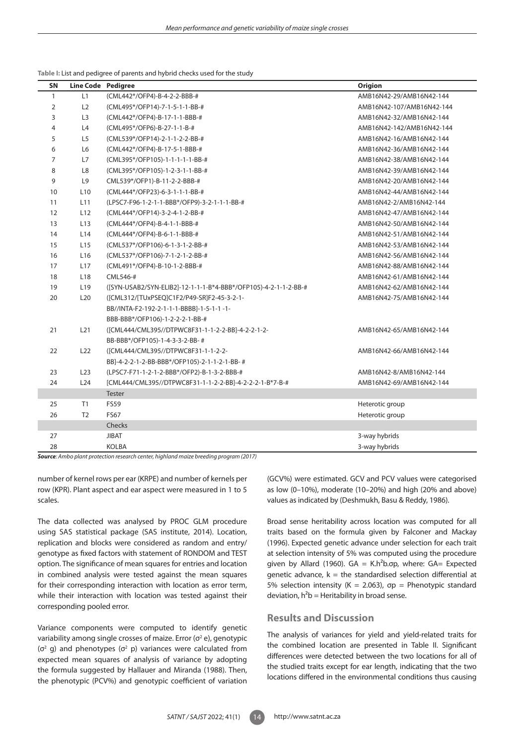**Table I:** List and pedigree of parents and hybrid checks used for the study

| SN | Line Code | Pedigree | Origion |
|---|---|---|---|
| 1 | L1 | (CML442*/OFP4)-B-4-2-2-BBB-# | AMB16N42-29/AMB16N42-144 |
| 2 | L2 | (CML495*/OFP14)-7-1-5-1-1-BB-# | AMB16N42-107/AMB16N42-144 |
| 3 | L3 | (CML442*/OFP4)-B-17-1-1-BBB-# | AMB16N42-32/AMB16N42-144 |
| 4 | L4 | (CML495*/OFP6)-B-27-1-1-B-# | AMB16N42-142/AMB16N42-144 |
| 5 | L5 | (CML539*/OFP14)-2-1-1-2-2-BB-# | AMB16N42-16/AMB16N42-144 |
| 6 | L6 | (CML442*/OFP4)-B-17-5-1-BBB-# | AMB16N42-36/AMB16N42-144 |
| 7 | L7 | (CML395*/OFP105)-1-1-1-1-1-BB-# | AMB16N42-38/AMB16N42-144 |
| 8 | L8 | (CML395*/OFP105)-1-2-3-1-1-BB-# | AMB16N42-39/AMB16N42-144 |
| 9 | L9 | CML539*/OFP1)-B-11-2-2-BBB-# | AMB16N42-20/AMB16N42-144 |
| 10 | L10 | (CML444*/OFP23)-6-3-1-1-1-BB-# | AMB16N42-44/AMB16N42-144 |
| 11 | L11 | (LPSC7-F96-1-2-1-1-BBB*/OFP9)-3-2-1-1-1-BB-# | AMB16N42-2/AMB16N42-144 |
| 12 | L12 | (CML444*/OFP14)-3-2-4-1-2-BB-# | AMB16N42-47/AMB16N42-144 |
| 13 | L13 | (CML444*/OFP4)-B-4-1-1-BBB-# | AMB16N42-50/AMB16N42-144 |
| 14 | L14 | (CML444*/OFP4)-B-6-1-1-BBB-# | AMB16N42-51/AMB16N42-144 |
| 15 | L15 | (CML537*/OFP106)-6-1-3-1-2-BB-# | AMB16N42-53/AMB16N42-144 |
| 16 | L16 | (CML537*/OFP106)-7-1-2-1-2-BB-# | AMB16N42-56/AMB16N42-144 |
| 17 | L17 | (CML491*/OFP4)-B-10-1-2-BBB-# | AMB16N42-88/AMB16N42-144 |
| 18 | L18 | CML546-# | AMB16N42-61/AMB16N42-144 |
| 19 | L19 | ([SYN-USAB2/SYN-ELIB2]-12-1-1-1-B*4-BBB*/OFP105)-4-2-1-1-2-BB-# | AMB16N42-62/AMB16N42-144 |
| 20 | L20 | ([CML312/[TUxPSEQ]C1F2/P49-SR]F2-45-3-2-1-BB//INTA-F2-192-2-1-1-1-BBBB]-1-5-1-1 -1-BBB-BBB*/OFP106)-1-2-2-2-1-BB-# | AMB16N42-75/AMB16N42-144 |
| 21 | L21 | ([CML444/CML395//DTPWC8F31-1-1-2-2-BB]-4-2-2-1-2-BB-BBB*/OFP105)-1-4-3-3-2-BB- # | AMB16N42-65/AMB16N42-144 |
| 22 | L22 | ([CML444/CML395//DTPWC8F31-1-1-2-2-BB]-4-2-2-1-2-BB-BBB*/OFP105)-2-1-1-2-1-BB- # | AMB16N42-66/AMB16N42-144 |
| 23 | L23 | (LPSC7-F71-1-2-1-2-BBB*/OFP2)-B-1-3-2-BBB-# | AMB16N42-8/AMB16N42-144 |
| 24 | L24 | [CML444/CML395//DTPWC8F31-1-1-2-2-BB]-4-2-2-2-1-B*7-B-# | AMB16N42-69/AMB16N42-144 |
| | | Tester | |
| 25 | T1 | FS59 | Heterotic group |
| 26 | T2 | FS67 | Heterotic group |
| | | Checks | |
| 27 | | JIBAT | 3-way hybrids |
| 28 | | KOLBA | 3-way hybrids |

***Source**: Ambo plant protection research center, highland maize breeding program (2017)*

number of kernel rows per ear (KRPE) and number of kernels per row (KPR). Plant aspect and ear aspect were measured in 1 to 5 scales.

The data collected was analysed by PROC GLM procedure using SAS statistical package (SAS institute, 2014). Location, replication and blocks were considered as random and entry/genotype as fixed factors with statement of RONDOM and TEST option. The significance of mean squares for entries and location in combined analysis were tested against the mean squares for their corresponding interaction with location as error term, while their interaction with location was tested against their corresponding pooled error.

Variance components were computed to identify genetic variability among single crosses of maize. Error ($\sigma^2$ e), genotypic ($\sigma^2$ g) and phenotypes ($\sigma^2$ p) variances were calculated from expected mean squares of analysis of variance by adopting the formula suggested by Hallauer and Miranda (1988). Then, the phenotypic (PCV%) and genotypic coefficient of variation (GCV%) were estimated. GCV and PCV values were categorised as low (0–10%), moderate (10–20%) and high (20% and above) values as indicated by (Deshmukh, Basu & Reddy, 1986).

Broad sense heritability across location was computed for all traits based on the formula given by Falconer and Mackay (1996). Expected genetic advance under selection for each trait at selection intensity of 5% was computed using the procedure given by Allard (1960). $GA = K.h^2b.\sigma p$, where: GA= Expected genetic advance, k = the standardised selection differential at 5% selection intensity (K = 2.063), $\sigma$p = Phenotypic standard deviation, $h^2b$ = Heritability in broad sense.

## Results and Discussion

The analysis of variances for yield and yield-related traits for the combined location are presented in Table II. Significant differences were detected between the two locations for all of the studied traits except for ear length, indicating that the two locations differed in the environmental conditions thus causing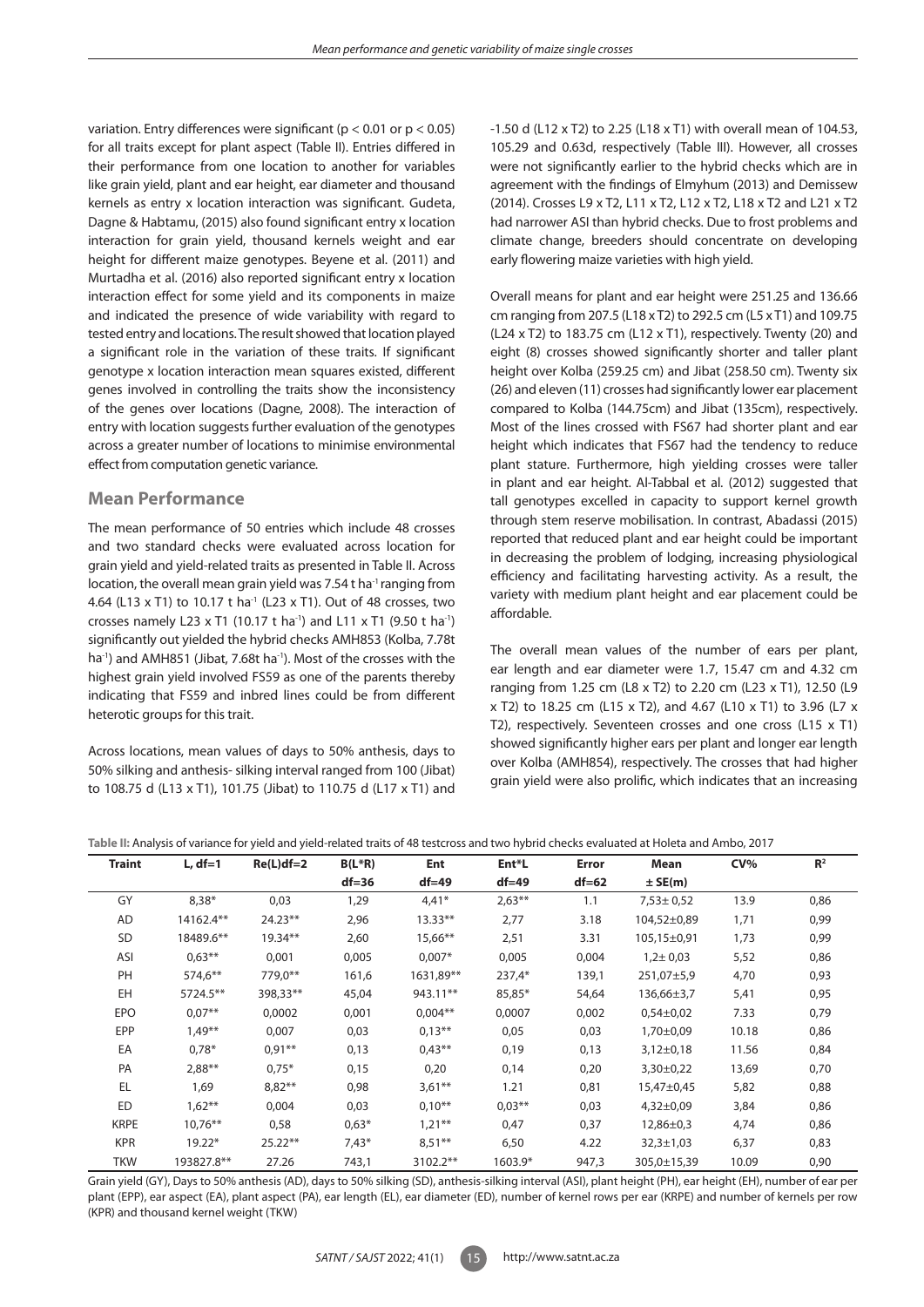variation. Entry differences were significant ($p < 0.01$ or $p < 0.05$) for all traits except for plant aspect (Table II). Entries differed in their performance from one location to another for variables like grain yield, plant and ear height, ear diameter and thousand kernels as entry x location interaction was significant. Gudeta, Dagne & Habtamu, (2015) also found significant entry x location interaction for grain yield, thousand kernels weight and ear height for different maize genotypes. Beyene et al. (2011) and Murtadha et al. (2016) also reported significant entry x location interaction effect for some yield and its components in maize and indicated the presence of wide variability with regard to tested entry and locations. The result showed that location played a significant role in the variation of these traits. If significant genotype x location interaction mean squares existed, different genes involved in controlling the traits show the inconsistency of the genes over locations (Dagne, 2008). The interaction of entry with location suggests further evaluation of the genotypes across a greater number of locations to minimise environmental effect from computation genetic variance.

## Mean Performance

The mean performance of 50 entries which include 48 crosses and two standard checks were evaluated across location for grain yield and yield-related traits as presented in Table II. Across location, the overall mean grain yield was 7.54 t ha$^{-1}$ ranging from 4.64 (L13 x T1) to 10.17 t ha$^{-1}$ (L23 x T1). Out of 48 crosses, two crosses namely L23 x T1 (10.17 t ha$^{-1}$) and L11 x T1 (9.50 t ha$^{-1}$) significantly out yielded the hybrid checks AMH853 (Kolba, 7.78t ha$^{-1}$) and AMH851 (Jibat, 7.68t ha$^{-1}$). Most of the crosses with the highest grain yield involved FS59 as one of the parents thereby indicating that FS59 and inbred lines could be from different heterotic groups for this trait.

Across locations, mean values of days to 50% anthesis, days to 50% silking and anthesis- silking interval ranged from 100 (Jibat) to 108.75 d (L13 x T1), 101.75 (Jibat) to 110.75 d (L17 x T1) and -1.50 d (L12 x T2) to 2.25 (L18 x T1) with overall mean of 104.53, 105.29 and 0.63d, respectively (Table III). However, all crosses were not significantly earlier to the hybrid checks which are in agreement with the findings of Elmyhum (2013) and Demissew (2014). Crosses L9 x T2, L11 x T2, L12 x T2, L18 x T2 and L21 x T2 had narrower ASI than hybrid checks. Due to frost problems and climate change, breeders should concentrate on developing early flowering maize varieties with high yield.

Overall means for plant and ear height were 251.25 and 136.66 cm ranging from 207.5 (L18 x T2) to 292.5 cm (L5 x T1) and 109.75 (L24 x T2) to 183.75 cm (L12 x T1), respectively. Twenty (20) and eight (8) crosses showed significantly shorter and taller plant height over Kolba (259.25 cm) and Jibat (258.50 cm). Twenty six (26) and eleven (11) crosses had significantly lower ear placement compared to Kolba (144.75cm) and Jibat (135cm), respectively. Most of the lines crossed with FS67 had shorter plant and ear height which indicates that FS67 had the tendency to reduce plant stature. Furthermore, high yielding crosses were taller in plant and ear height. Al-Tabbal et al. (2012) suggested that tall genotypes excelled in capacity to support kernel growth through stem reserve mobilisation. In contrast, Abadassi (2015) reported that reduced plant and ear height could be important in decreasing the problem of lodging, increasing physiological efficiency and facilitating harvesting activity. As a result, the variety with medium plant height and ear placement could be affordable.

The overall mean values of the number of ears per plant, ear length and ear diameter were 1.7, 15.47 cm and 4.32 cm ranging from 1.25 cm (L8 x T2) to 2.20 cm (L23 x T1), 12.50 (L9 x T2) to 18.25 cm (L15 x T2), and 4.67 (L10 x T1) to 3.96 (L7 x T2), respectively. Seventeen crosses and one cross (L15 x T1) showed significantly higher ears per plant and longer ear length over Kolba (AMH854), respectively. The crosses that had higher grain yield were also prolific, which indicates that an increasing

**Table II:** Analysis of variance for yield and yield-related traits of 48 testcross and two hybrid checks evaluated at Holeta and Ambo, 2017

| Traint | L, df=1 | Re(L)df=2 | B(L*R) df=36 | Ent df=49 | Ent*L df=49 | Error df=62 | Mean ± SE(m) | CV% | $R^2$ |
|---|---|---|---|---|---|---|---|---|---|
| GY | 8,38* | 0,03 | 1,29 | 4,41* | 2,63** | 1.1 | 7,53± 0,52 | 13.9 | 0,86 |
| AD | 14162.4** | 24.23** | 2,96 | 13.33** | 2,77 | 3.18 | 104,52±0,89 | 1,71 | 0,99 |
| SD | 18489.6** | 19.34** | 2,60 | 15,66** | 2,51 | 3.31 | 105,15±0,91 | 1,73 | 0,99 |
| ASI | 0,63** | 0,001 | 0,005 | 0,007* | 0,005 | 0,004 | 1,2± 0,03 | 5,52 | 0,86 |
| PH | 574,6** | 779,0** | 161,6 | 1631,89** | 237,4* | 139,1 | 251,07±5,9 | 4,70 | 0,93 |
| EH | 5724.5** | 398,33** | 45,04 | 943.11** | 85,85* | 54,64 | 136,66±3,7 | 5,41 | 0,95 |
| EPO | 0,07** | 0,0002 | 0,001 | 0,004** | 0,0007 | 0,002 | 0,54±0,02 | 7.33 | 0,79 |
| EPP | 1,49** | 0,007 | 0,03 | 0,13** | 0,05 | 0,03 | 1,70±0,09 | 10.18 | 0,86 |
| EA | 0,78* | 0,91** | 0,13 | 0,43** | 0,19 | 0,13 | 3,12±0,18 | 11.56 | 0,84 |
| PA | 2,88** | 0,75* | 0,15 | 0,20 | 0,14 | 0,20 | 3,30±0,22 | 13,69 | 0,70 |
| EL | 1,69 | 8,82** | 0,98 | 3,61** | 1.21 | 0,81 | 15,47±0,45 | 5,82 | 0,88 |
| ED | 1,62** | 0,004 | 0,03 | 0,10** | 0,03** | 0,03 | 4,32±0,09 | 3,84 | 0,86 |
| KRPE | 10,76** | 0,58 | 0,63* | 1,21** | 0,47 | 0,37 | 12,86±0,3 | 4,74 | 0,86 |
| KPR | 19.22* | 25.22** | 7,43* | 8,51** | 6,50 | 4.22 | 32,3±1,03 | 6,37 | 0,83 |
| TKW | 193827.8** | 27.26 | 743,1 | 3102.2** | 1603.9* | 947,3 | 305,0±15,39 | 10.09 | 0,90 |

Grain yield (GY), Days to 50% anthesis (AD), days to 50% silking (SD), anthesis-silking interval (ASI), plant height (PH), ear height (EH), number of ear per plant (EPP), ear aspect (EA), plant aspect (PA), ear length (EL), ear diameter (ED), number of kernel rows per ear (KRPE) and number of kernels per row (KPR) and thousand kernel weight (TKW)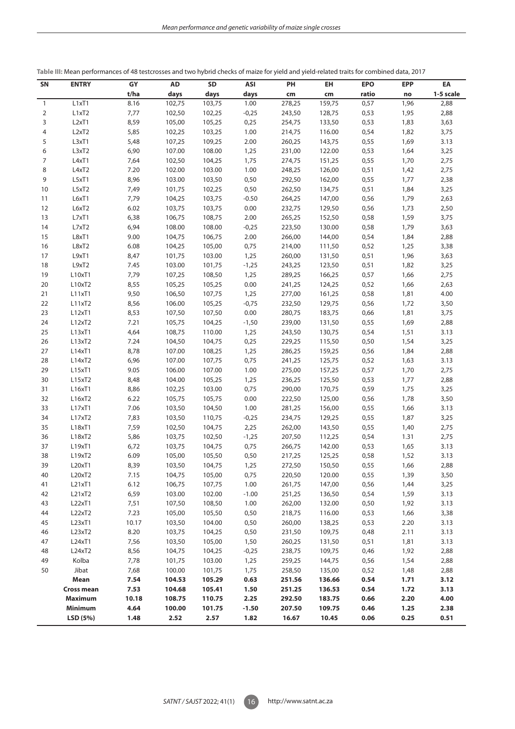**Table III:** Mean performances of 48 testcrosses and two hybrid checks of maize for yield and yield-related traits for combined data, 2017

| SN | ENTRY | GY | AD | SD | ASI | PH | EH | EPO | EPP | EA |
|---|---|---|---|---|---|---|---|---|---|---|
| | | t/ha | days | days | days | cm | cm | ratio | no | 1-5 scale |
| 1 | L1xT1 | 8.16 | 102,75 | 103,75 | 1.00 | 278,25 | 159,75 | 0,57 | 1,96 | 2,88 |
| 2 | L1xT2 | 7,77 | 102,50 | 102,25 | -0,25 | 243,50 | 128,75 | 0,53 | 1,95 | 2,88 |
| 3 | L2xT1 | 8,59 | 105,00 | 105,25 | 0,25 | 254,75 | 133,50 | 0,53 | 1,83 | 3,63 |
| 4 | L2xT2 | 5,85 | 102,25 | 103,25 | 1.00 | 214,75 | 116.00 | 0,54 | 1,82 | 3,75 |
| 5 | L3xT1 | 5,48 | 107,25 | 109,25 | 2.00 | 260,25 | 143,75 | 0,55 | 1,69 | 3.13 |
| 6 | L3xT2 | 6,90 | 107.00 | 108.00 | 1,25 | 231,00 | 122.00 | 0,53 | 1,64 | 3,25 |
| 7 | L4xT1 | 7,64 | 102,50 | 104,25 | 1,75 | 274,75 | 151,25 | 0,55 | 1,70 | 2,75 |
| 8 | L4xT2 | 7.20 | 102.00 | 103.00 | 1.00 | 248,25 | 126,00 | 0,51 | 1,42 | 2,75 |
| 9 | L5xT1 | 8,96 | 103.00 | 103,50 | 0,50 | 292,50 | 162,00 | 0,55 | 1,77 | 2,38 |
| 10 | L5xT2 | 7,49 | 101,75 | 102,25 | 0,50 | 262,50 | 134,75 | 0,51 | 1,84 | 3,25 |
| 11 | L6xT1 | 7,79 | 104,25 | 103,75 | -0.50 | 264,25 | 147,00 | 0,56 | 1,79 | 2,63 |
| 12 | L6xT2 | 6.02 | 103,75 | 103,75 | 0.00 | 232,75 | 129,50 | 0,56 | 1,73 | 2,50 |
| 13 | L7xT1 | 6,38 | 106,75 | 108,75 | 2.00 | 265,25 | 152,50 | 0,58 | 1,59 | 3,75 |
| 14 | L7xT2 | 6,94 | 108.00 | 108.00 | -0,25 | 223,50 | 130.00 | 0,58 | 1,79 | 3,63 |
| 15 | L8xT1 | 9.00 | 104,75 | 106,75 | 2.00 | 266,00 | 144,00 | 0,54 | 1,84 | 2,88 |
| 16 | L8xT2 | 6.08 | 104,25 | 105,00 | 0,75 | 214,00 | 111,50 | 0,52 | 1,25 | 3,38 |
| 17 | L9xT1 | 8,47 | 101,75 | 103.00 | 1,25 | 260,00 | 131,50 | 0,51 | 1,96 | 3,63 |
| 18 | L9xT2 | 7.45 | 103.00 | 101,75 | -1,25 | 243,25 | 123,50 | 0,51 | 1,82 | 3,25 |
| 19 | L10xT1 | 7,79 | 107,25 | 108,50 | 1,25 | 289,25 | 166,25 | 0,57 | 1,66 | 2,75 |
| 20 | L10xT2 | 8,55 | 105,25 | 105,25 | 0.00 | 241,25 | 124,25 | 0,52 | 1,66 | 2,63 |
| 21 | L11xT1 | 9,50 | 106,50 | 107,75 | 1,25 | 277,00 | 161,25 | 0,58 | 1,81 | 4.00 |
| 22 | L11xT2 | 8,56 | 106.00 | 105,25 | -0,75 | 232,50 | 129,75 | 0,56 | 1,72 | 3,50 |
| 23 | L12xT1 | 8,53 | 107,50 | 107,50 | 0.00 | 280,75 | 183,75 | 0,66 | 1,81 | 3,75 |
| 24 | L12xT2 | 7.21 | 105,75 | 104,25 | -1,50 | 239,00 | 131,50 | 0,55 | 1,69 | 2,88 |
| 25 | L13xT1 | 4,64 | 108,75 | 110.00 | 1,25 | 243,50 | 130,75 | 0,54 | 1,51 | 3.13 |
| 26 | L13xT2 | 7.24 | 104,50 | 104,75 | 0,25 | 229,25 | 115,50 | 0,50 | 1,54 | 3,25 |
| 27 | L14xT1 | 8,78 | 107.00 | 108,25 | 1,25 | 286,25 | 159,25 | 0,56 | 1,84 | 2,88 |
| 28 | L14xT2 | 6,96 | 107.00 | 107,75 | 0,75 | 241,25 | 125,75 | 0,52 | 1,63 | 3.13 |
| 29 | L15xT1 | 9.05 | 106.00 | 107.00 | 1.00 | 275,00 | 157,25 | 0,57 | 1,70 | 2,75 |
| 30 | L15xT2 | 8,48 | 104.00 | 105,25 | 1,25 | 236,25 | 125,50 | 0,53 | 1,77 | 2,88 |
| 31 | L16xT1 | 8,86 | 102,25 | 103.00 | 0,75 | 290,00 | 170,75 | 0,59 | 1,75 | 3,25 |
| 32 | L16xT2 | 6.22 | 105,75 | 105,75 | 0.00 | 222,50 | 125,00 | 0,56 | 1,78 | 3,50 |
| 33 | L17xT1 | 7.06 | 103,50 | 104,50 | 1.00 | 281,25 | 156,00 | 0,55 | 1,66 | 3.13 |
| 34 | L17xT2 | 7,83 | 103,50 | 110,75 | -0,25 | 234,75 | 129,25 | 0,55 | 1,87 | 3,25 |
| 35 | L18xT1 | 7,59 | 102,50 | 104,75 | 2,25 | 262,00 | 143,50 | 0,55 | 1,40 | 2,75 |
| 36 | L18xT2 | 5,86 | 103,75 | 102,50 | -1,25 | 207,50 | 112,25 | 0,54 | 1.31 | 2,75 |
| 37 | L19xT1 | 6,72 | 103,75 | 104,75 | 0,75 | 266,75 | 142.00 | 0,53 | 1,65 | 3.13 |
| 38 | L19xT2 | 6.09 | 105,00 | 105,50 | 0,50 | 217,25 | 125,25 | 0,58 | 1,52 | 3.13 |
| 39 | L20xT1 | 8,39 | 103,50 | 104,75 | 1,25 | 272,50 | 150,50 | 0,55 | 1,66 | 2,88 |
| 40 | L20xT2 | 7.15 | 104,75 | 105,00 | 0,75 | 220,50 | 120.00 | 0,55 | 1,39 | 3,50 |
| 41 | L21xT1 | 6.12 | 106,75 | 107,75 | 1.00 | 261,75 | 147,00 | 0,56 | 1,44 | 3,25 |
| 42 | L21xT2 | 6,59 | 103.00 | 102.00 | -1.00 | 251,25 | 136,50 | 0,54 | 1,59 | 3.13 |
| 43 | L22xT1 | 7,51 | 107,50 | 108,50 | 1.00 | 262,00 | 132.00 | 0,50 | 1,92 | 3.13 |
| 44 | L22xT2 | 7.23 | 105,00 | 105,50 | 0,50 | 218,75 | 116.00 | 0,53 | 1,66 | 3,38 |
| 45 | L23xT1 | 10.17 | 103,50 | 104.00 | 0,50 | 260,00 | 138,25 | 0,53 | 2.20 | 3.13 |
| 46 | L23xT2 | 8.20 | 103,75 | 104,25 | 0,50 | 231,50 | 109,75 | 0,48 | 2.11 | 3.13 |
| 47 | L24xT1 | 7,56 | 103,50 | 105,00 | 1,50 | 260,25 | 131,50 | 0,51 | 1,81 | 3.13 |
| 48 | L24xT2 | 8,56 | 104,75 | 104,25 | -0,25 | 238,75 | 109,75 | 0,46 | 1,92 | 2,88 |
| 49 | Kolba | 7,78 | 101,75 | 103.00 | 1,25 | 259,25 | 144,75 | 0,56 | 1,54 | 2,88 |
| 50 | Jibat | 7,68 | 100.00 | 101,75 | 1,75 | 258,50 | 135,00 | 0,52 | 1,48 | 2,88 |
| | **Mean** | **7.54** | **104.53** | **105.29** | **0.63** | **251.56** | **136.66** | **0.54** | **1.71** | **3.12** |
| | **Cross mean** | **7.53** | **104.68** | **105.41** | **1.50** | **251.25** | **136.53** | **0.54** | **1.72** | **3.13** |
| | **Maximum** | **10.18** | **108.75** | **110.75** | **2.25** | **292.50** | **183.75** | **0.66** | **2.20** | **4.00** |
| | **Minimum** | **4.64** | **100.00** | **101.75** | **-1.50** | **207.50** | **109.75** | **0.46** | **1.25** | **2.38** |
| | **LSD (5%)** | **1.48** | **2.52** | **2.57** | **1.82** | **16.67** | **10.45** | **0.06** | **0.25** | **0.51** |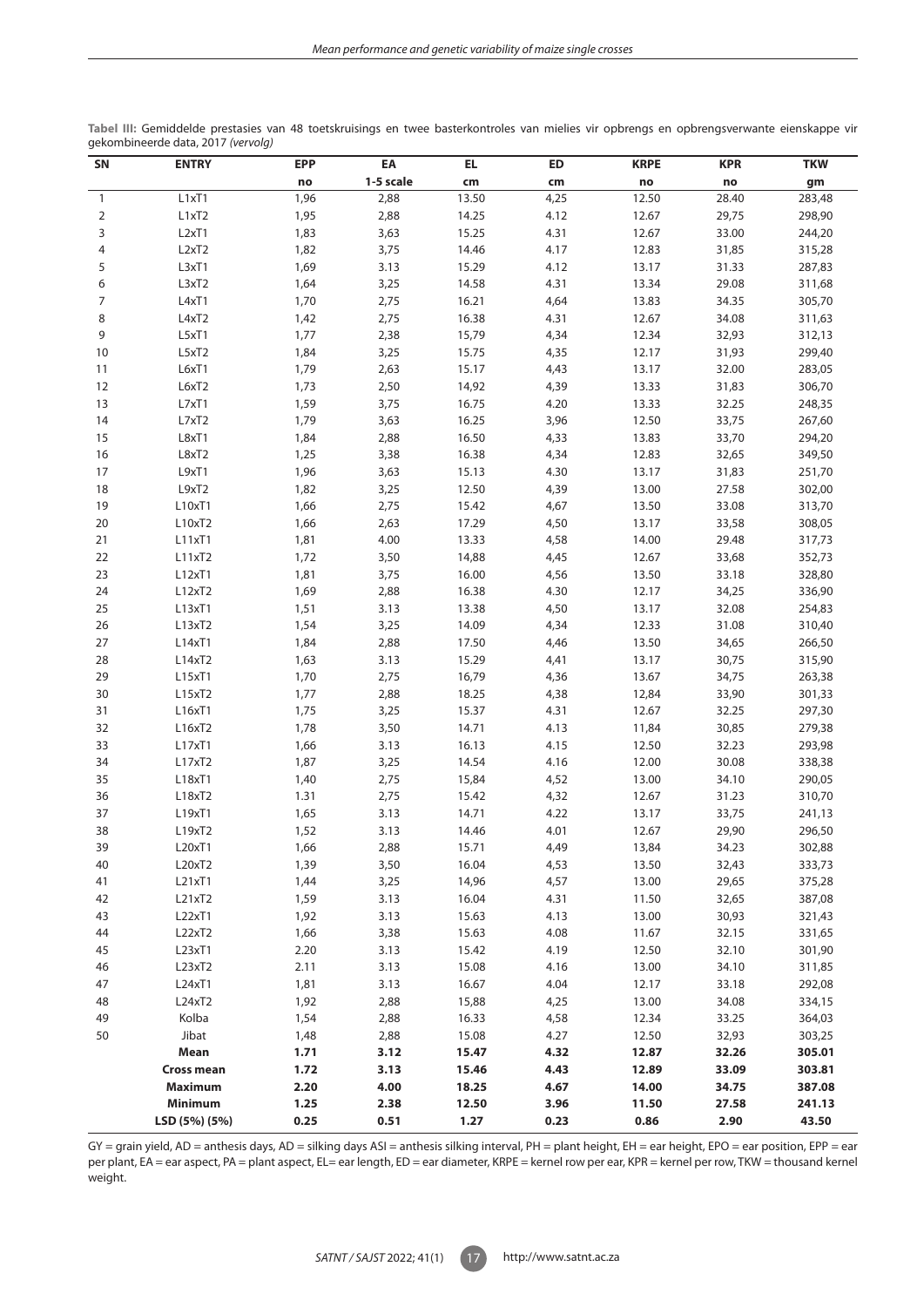**Tabel III:** Gemiddelde prestasies van 48 toetskruisings en twee basterkontroles van mielies vir opbrengs en opbrengsverwante eienskappe vir gekombineerde data, 2017 *(vervolg)*

| SN | ENTRY | EPP | EA | EL | ED | KRPE | KPR | TKW |
|---|---|---|---|---|---|---|---|---|
| | | no | 1-5 scale | cm | cm | no | no | gm |
| 1 | L1xT1 | 1,96 | 2,88 | 13.50 | 4,25 | 12.50 | 28.40 | 283,48 |
| 2 | L1xT2 | 1,95 | 2,88 | 14.25 | 4.12 | 12.67 | 29,75 | 298,90 |
| 3 | L2xT1 | 1,83 | 3,63 | 15.25 | 4.31 | 12.67 | 33.00 | 244,20 |
| 4 | L2xT2 | 1,82 | 3,75 | 14.46 | 4.17 | 12.83 | 31,85 | 315,28 |
| 5 | L3xT1 | 1,69 | 3.13 | 15.29 | 4.12 | 13.17 | 31.33 | 287,83 |
| 6 | L3xT2 | 1,64 | 3,25 | 14.58 | 4.31 | 13.34 | 29.08 | 311,68 |
| 7 | L4xT1 | 1,70 | 2,75 | 16.21 | 4,64 | 13.83 | 34.35 | 305,70 |
| 8 | L4xT2 | 1,42 | 2,75 | 16.38 | 4.31 | 12.67 | 34.08 | 311,63 |
| 9 | L5xT1 | 1,77 | 2,38 | 15,79 | 4,34 | 12.34 | 32,93 | 312,13 |
| 10 | L5xT2 | 1,84 | 3,25 | 15.75 | 4,35 | 12.17 | 31,93 | 299,40 |
| 11 | L6xT1 | 1,79 | 2,63 | 15.17 | 4,43 | 13.17 | 32.00 | 283,05 |
| 12 | L6xT2 | 1,73 | 2,50 | 14,92 | 4,39 | 13.33 | 31,83 | 306,70 |
| 13 | L7xT1 | 1,59 | 3,75 | 16.75 | 4.20 | 13.33 | 32.25 | 248,35 |
| 14 | L7xT2 | 1,79 | 3,63 | 16.25 | 3,96 | 12.50 | 33,75 | 267,60 |
| 15 | L8xT1 | 1,84 | 2,88 | 16.50 | 4,33 | 13.83 | 33,70 | 294,20 |
| 16 | L8xT2 | 1,25 | 3,38 | 16.38 | 4,34 | 12.83 | 32,65 | 349,50 |
| 17 | L9xT1 | 1,96 | 3,63 | 15.13 | 4.30 | 13.17 | 31,83 | 251,70 |
| 18 | L9xT2 | 1,82 | 3,25 | 12.50 | 4,39 | 13.00 | 27,58 | 302,00 |
| 19 | L10xT1 | 1,66 | 2,75 | 15.42 | 4,67 | 13.50 | 33.08 | 313,70 |
| 20 | L10xT2 | 1,66 | 2,63 | 17.29 | 4,50 | 13.17 | 33,58 | 308,05 |
| 21 | L11xT1 | 1,81 | 4.00 | 13.33 | 4,58 | 14.00 | 29.48 | 317,73 |
| 22 | L11xT2 | 1,72 | 3,50 | 14,88 | 4,45 | 12.67 | 33,68 | 352,73 |
| 23 | L12xT1 | 1,81 | 3,75 | 16.00 | 4,56 | 13.50 | 33.18 | 328,80 |
| 24 | L12xT2 | 1,69 | 2,88 | 16.38 | 4.30 | 12.17 | 34,25 | 336,90 |
| 25 | L13xT1 | 1,51 | 3.13 | 13.38 | 4,50 | 13.17 | 32.08 | 254,83 |
| 26 | L13xT2 | 1,54 | 3,25 | 14.09 | 4,34 | 12.33 | 31.08 | 310,40 |
| 27 | L14xT1 | 1,84 | 2,88 | 17.50 | 4,46 | 13.50 | 34,65 | 266,50 |
| 28 | L14xT2 | 1,63 | 3.13 | 15.29 | 4,41 | 13.17 | 30,75 | 315,90 |
| 29 | L15xT1 | 1,70 | 2,75 | 16,79 | 4,36 | 13.67 | 34,75 | 263,38 |
| 30 | L15xT2 | 1,77 | 2,88 | 18.25 | 4,38 | 12,84 | 33,90 | 301,33 |
| 31 | L16xT1 | 1,75 | 3,25 | 15.37 | 4.31 | 12.67 | 32.25 | 297,30 |
| 32 | L16xT2 | 1,78 | 3,50 | 14.71 | 4.13 | 11,84 | 30,85 | 279,38 |
| 33 | L17xT1 | 1,66 | 3.13 | 16.13 | 4.15 | 12.50 | 32.23 | 293,98 |
| 34 | L17xT2 | 1,87 | 3,25 | 14.54 | 4.16 | 12.00 | 30.08 | 338,38 |
| 35 | L18xT1 | 1,40 | 2,75 | 15,84 | 4,52 | 13.00 | 34.10 | 290,05 |
| 36 | L18xT2 | 1.31 | 2,75 | 15.42 | 4,32 | 12.67 | 31.23 | 310,70 |
| 37 | L19xT1 | 1,65 | 3.13 | 14.71 | 4.22 | 13.17 | 33,75 | 241,13 |
| 38 | L19xT2 | 1,52 | 3.13 | 14.46 | 4.01 | 12.67 | 29,90 | 296,50 |
| 39 | L20xT1 | 1,66 | 2,88 | 15.71 | 4,49 | 13,84 | 34.23 | 302,88 |
| 40 | L20xT2 | 1,39 | 3,50 | 16.04 | 4,53 | 13.50 | 32,43 | 333,73 |
| 41 | L21xT1 | 1,44 | 3,25 | 14,96 | 4,57 | 13.00 | 29,65 | 375,28 |
| 42 | L21xT2 | 1,59 | 3.13 | 16.04 | 4.31 | 11.50 | 32,65 | 387,08 |
| 43 | L22xT1 | 1,92 | 3.13 | 15.63 | 4.13 | 13.00 | 30,93 | 321,43 |
| 44 | L22xT2 | 1,66 | 3,38 | 15.63 | 4.08 | 11.67 | 32.15 | 331,65 |
| 45 | L23xT1 | 2.20 | 3.13 | 15.42 | 4.19 | 12.50 | 32.10 | 301,90 |
| 46 | L23xT2 | 2.11 | 3.13 | 15.08 | 4.16 | 13.00 | 34.10 | 311,85 |
| 47 | L24xT1 | 1,81 | 3.13 | 16.67 | 4.04 | 12.17 | 33.18 | 292,08 |
| 48 | L24xT2 | 1,92 | 2,88 | 15,88 | 4,25 | 13.00 | 34.08 | 334,15 |
| 49 | Kolba | 1,54 | 2,88 | 16.33 | 4,58 | 12.34 | 33.25 | 364,03 |
| 50 | Jibat | 1,48 | 2,88 | 15.08 | 4.27 | 12.50 | 32,93 | 303,25 |
| | **Mean** | **1.71** | **3.12** | **15.47** | **4.32** | **12.87** | **32.26** | **305.01** |
| | **Cross mean** | **1.72** | **3.13** | **15.46** | **4.43** | **12.89** | **33.09** | **303.81** |
| | **Maximum** | **2.20** | **4.00** | **18.25** | **4.67** | **14.00** | **34.75** | **387.08** |
| | **Minimum** | **1.25** | **2.38** | **12.50** | **3.96** | **11.50** | **27.58** | **241.13** |
| | **LSD (5%) (5%)** | **0.25** | **0.51** | **1.27** | **0.23** | **0.86** | **2.90** | **43.50** |

GY = grain yield, AD = anthesis days, AD = silking days ASI = anthesis silking interval, PH = plant height, EH = ear height, EPO = ear position, EPP = ear per plant, EA = ear aspect, PA = plant aspect, EL= ear length, ED = ear diameter, KRPE = kernel row per ear, KPR = kernel per row, TKW = thousand kernel weight.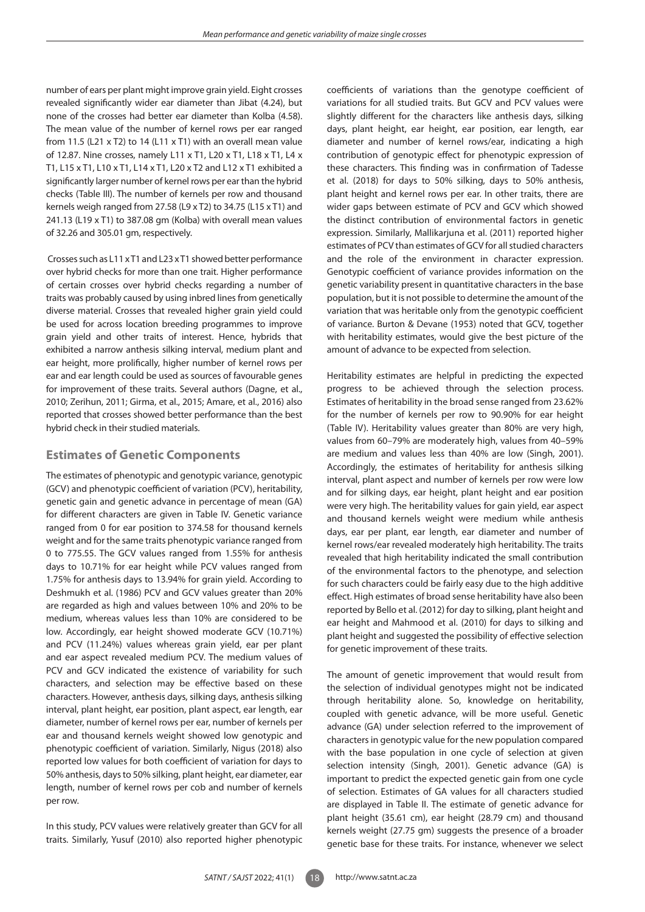number of ears per plant might improve grain yield. Eight crosses revealed significantly wider ear diameter than Jibat (4.24), but none of the crosses had better ear diameter than Kolba (4.58). The mean value of the number of kernel rows per ear ranged from 11.5 (L21 x T2) to 14 (L11 x T1) with an overall mean value of 12.87. Nine crosses, namely L11 x T1, L20 x T1, L18 x T1, L4 x T1, L15 x T1, L10 x T1, L14 x T1, L20 x T2 and L12 x T1 exhibited a significantly larger number of kernel rows per ear than the hybrid checks (Table III). The number of kernels per row and thousand kernels weigh ranged from 27.58 (L9 x T2) to 34.75 (L15 x T1) and 241.13 (L19 x T1) to 387.08 gm (Kolba) with overall mean values of 32.26 and 305.01 gm, respectively.

Crosses such as L11 x T1 and L23 x T1 showed better performance over hybrid checks for more than one trait. Higher performance of certain crosses over hybrid checks regarding a number of traits was probably caused by using inbred lines from genetically diverse material. Crosses that revealed higher grain yield could be used for across location breeding programmes to improve grain yield and other traits of interest. Hence, hybrids that exhibited a narrow anthesis silking interval, medium plant and ear height, more prolifically, higher number of kernel rows per ear and ear length could be used as sources of favourable genes for improvement of these traits. Several authors (Dagne, et al., 2010; Zerihun, 2011; Girma, et al., 2015; Amare, et al., 2016) also reported that crosses showed better performance than the best hybrid check in their studied materials.

## Estimates of Genetic Components

The estimates of phenotypic and genotypic variance, genotypic (GCV) and phenotypic coefficient of variation (PCV), heritability, genetic gain and genetic advance in percentage of mean (GA) for different characters are given in Table IV. Genetic variance ranged from 0 for ear position to 374.58 for thousand kernels weight and for the same traits phenotypic variance ranged from 0 to 775.55. The GCV values ranged from 1.55% for anthesis days to 10.71% for ear height while PCV values ranged from 1.75% for anthesis days to 13.94% for grain yield. According to Deshmukh et al. (1986) PCV and GCV values greater than 20% are regarded as high and values between 10% and 20% to be medium, whereas values less than 10% are considered to be low. Accordingly, ear height showed moderate GCV (10.71%) and PCV (11.24%) values whereas grain yield, ear per plant and ear aspect revealed medium PCV. The medium values of PCV and GCV indicated the existence of variability for such characters, and selection may be effective based on these characters. However, anthesis days, silking days, anthesis silking interval, plant height, ear position, plant aspect, ear length, ear diameter, number of kernel rows per ear, number of kernels per ear and thousand kernels weight showed low genotypic and phenotypic coefficient of variation. Similarly, Nigus (2018) also reported low values for both coefficient of variation for days to 50% anthesis, days to 50% silking, plant height, ear diameter, ear length, number of kernel rows per cob and number of kernels per row.

In this study, PCV values were relatively greater than GCV for all traits. Similarly, Yusuf (2010) also reported higher phenotypic coefficients of variations than the genotype coefficient of variations for all studied traits. But GCV and PCV values were slightly different for the characters like anthesis days, silking days, plant height, ear height, ear position, ear length, ear diameter and number of kernel rows/ear, indicating a high contribution of genotypic effect for phenotypic expression of these characters. This finding was in confirmation of Tadesse et al. (2018) for days to 50% silking, days to 50% anthesis, plant height and kernel rows per ear. In other traits, there are wider gaps between estimate of PCV and GCV which showed the distinct contribution of environmental factors in genetic expression. Similarly, Mallikarjuna et al. (2011) reported higher estimates of PCV than estimates of GCV for all studied characters and the role of the environment in character expression. Genotypic coefficient of variance provides information on the genetic variability present in quantitative characters in the base population, but it is not possible to determine the amount of the variation that was heritable only from the genotypic coefficient of variance. Burton & Devane (1953) noted that GCV, together with heritability estimates, would give the best picture of the amount of advance to be expected from selection.

Heritability estimates are helpful in predicting the expected progress to be achieved through the selection process. Estimates of heritability in the broad sense ranged from 23.62% for the number of kernels per row to 90.90% for ear height (Table IV). Heritability values greater than 80% are very high, values from 60–79% are moderately high, values from 40–59% are medium and values less than 40% are low (Singh, 2001). Accordingly, the estimates of heritability for anthesis silking interval, plant aspect and number of kernels per row were low and for silking days, ear height, plant height and ear position were very high. The heritability values for gain yield, ear aspect and thousand kernels weight were medium while anthesis days, ear per plant, ear length, ear diameter and number of kernel rows/ear revealed moderately high heritability. The traits revealed that high heritability indicated the small contribution of the environmental factors to the phenotype, and selection for such characters could be fairly easy due to the high additive effect. High estimates of broad sense heritability have also been reported by Bello et al. (2012) for day to silking, plant height and ear height and Mahmood et al. (2010) for days to silking and plant height and suggested the possibility of effective selection for genetic improvement of these traits.

The amount of genetic improvement that would result from the selection of individual genotypes might not be indicated through heritability alone. So, knowledge on heritability, coupled with genetic advance, will be more useful. Genetic advance (GA) under selection referred to the improvement of characters in genotypic value for the new population compared with the base population in one cycle of selection at given selection intensity (Singh, 2001). Genetic advance (GA) is important to predict the expected genetic gain from one cycle of selection. Estimates of GA values for all characters studied are displayed in Table II. The estimate of genetic advance for plant height (35.61 cm), ear height (28.79 cm) and thousand kernels weight (27.75 gm) suggests the presence of a broader genetic base for these traits. For instance, whenever we select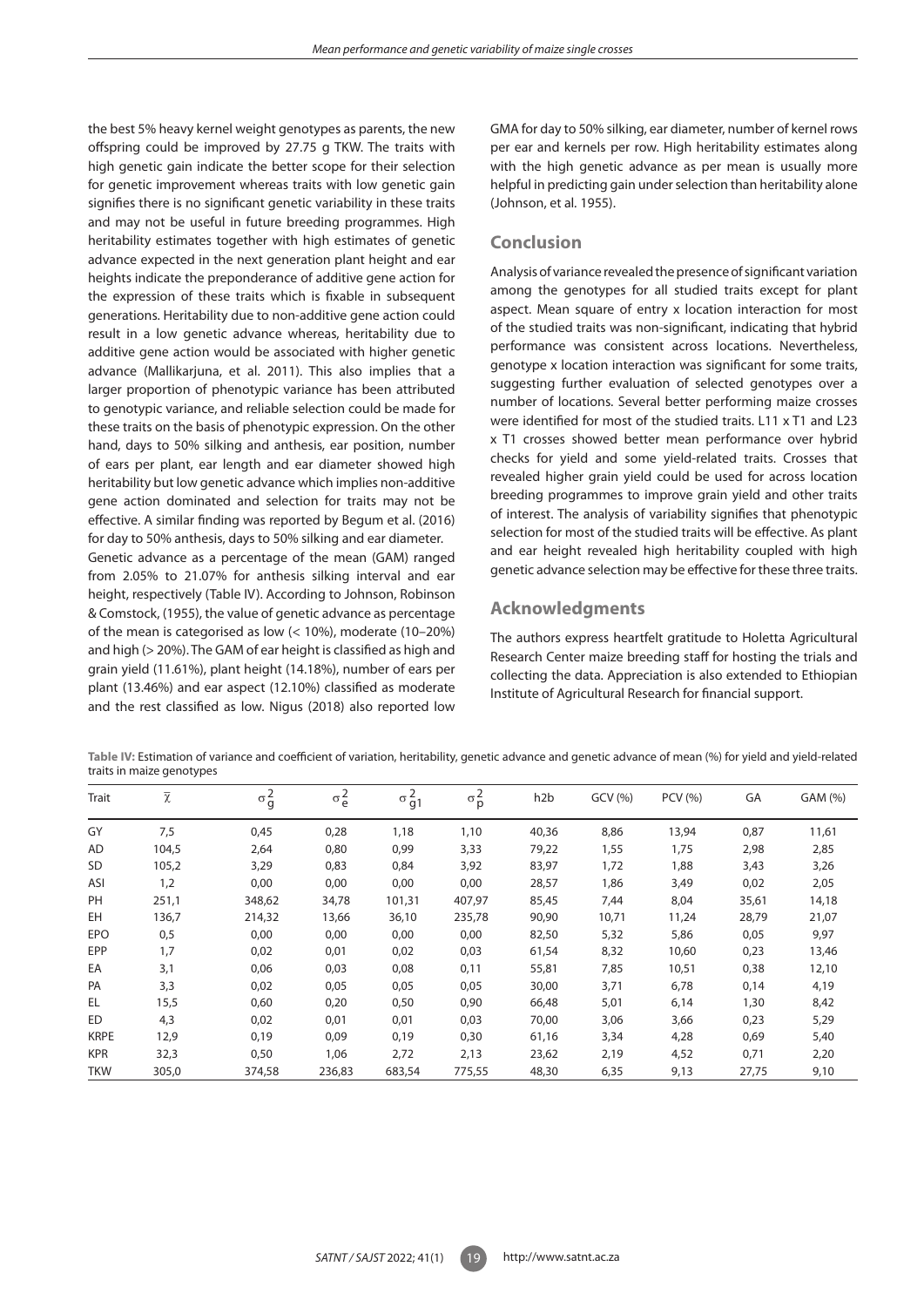the best 5% heavy kernel weight genotypes as parents, the new offspring could be improved by 27.75 g TKW. The traits with high genetic gain indicate the better scope for their selection for genetic improvement whereas traits with low genetic gain signifies there is no significant genetic variability in these traits and may not be useful in future breeding programmes. High heritability estimates together with high estimates of genetic advance expected in the next generation plant height and ear heights indicate the preponderance of additive gene action for the expression of these traits which is fixable in subsequent generations. Heritability due to non-additive gene action could result in a low genetic advance whereas, heritability due to additive gene action would be associated with higher genetic advance (Mallikarjuna, et al. 2011). This also implies that a larger proportion of phenotypic variance has been attributed to genotypic variance, and reliable selection could be made for these traits on the basis of phenotypic expression. On the other hand, days to 50% silking and anthesis, ear position, number of ears per plant, ear length and ear diameter showed high heritability but low genetic advance which implies non-additive gene action dominated and selection for traits may not be effective. A similar finding was reported by Begum et al. (2016) for day to 50% anthesis, days to 50% silking and ear diameter.

Genetic advance as a percentage of the mean (GAM) ranged from 2.05% to 21.07% for anthesis silking interval and ear height, respectively (Table IV). According to Johnson, Robinson & Comstock, (1955), the value of genetic advance as percentage of the mean is categorised as low (< 10%), moderate (10–20%) and high (> 20%). The GAM of ear height is classified as high and grain yield (11.61%), plant height (14.18%), number of ears per plant (13.46%) and ear aspect (12.10%) classified as moderate and the rest classified as low. Nigus (2018) also reported low GMA for day to 50% silking, ear diameter, number of kernel rows per ear and kernels per row. High heritability estimates along with the high genetic advance as per mean is usually more helpful in predicting gain under selection than heritability alone (Johnson, et al. 1955).

## Conclusion

Analysis of variance revealed the presence of significant variation among the genotypes for all studied traits except for plant aspect. Mean square of entry x location interaction for most of the studied traits was non-significant, indicating that hybrid performance was consistent across locations. Nevertheless, genotype x location interaction was significant for some traits, suggesting further evaluation of selected genotypes over a number of locations. Several better performing maize crosses were identified for most of the studied traits. L11 x T1 and L23 x T1 crosses showed better mean performance over hybrid checks for yield and some yield-related traits. Crosses that revealed higher grain yield could be used for across location breeding programmes to improve grain yield and other traits of interest. The analysis of variability signifies that phenotypic selection for most of the studied traits will be effective. As plant and ear height revealed high heritability coupled with high genetic advance selection may be effective for these three traits.

## Acknowledgments

The authors express heartfelt gratitude to Holetta Agricultural Research Center maize breeding staff for hosting the trials and collecting the data. Appreciation is also extended to Ethiopian Institute of Agricultural Research for financial support.

**Table IV:** Estimation of variance and coefficient of variation, heritability, genetic advance and genetic advance of mean (%) for yield and yield-related traits in maize genotypes

| Trait | $\bar{x}$ | $\sigma_g^2$ | $\sigma_e^2$ | $\sigma_{gl}^2$ | $\sigma_p^2$ | h2b | GCV (%) | PCV (%) | GA | GAM (%) |
|---|---|---|---|---|---|---|---|---|---|---|
| GY | 7,5 | 0,45 | 0,28 | 1,18 | 1,10 | 40,36 | 8,86 | 13,94 | 0,87 | 11,61 |
| AD | 104,5 | 2,64 | 0,80 | 0,99 | 3,33 | 79,22 | 1,55 | 1,75 | 2,98 | 2,85 |
| SD | 105,2 | 3,29 | 0,83 | 0,84 | 3,92 | 83,97 | 1,72 | 1,88 | 3,43 | 3,26 |
| ASI | 1,2 | 0,00 | 0,00 | 0,00 | 0,00 | 28,57 | 1,86 | 3,49 | 0,02 | 2,05 |
| PH | 251,1 | 348,62 | 34,78 | 101,31 | 407,97 | 85,45 | 7,44 | 8,04 | 35,61 | 14,18 |
| EH | 136,7 | 214,32 | 13,66 | 36,10 | 235,78 | 90,90 | 10,71 | 11,24 | 28,79 | 21,07 |
| EPO | 0,5 | 0,00 | 0,00 | 0,00 | 0,00 | 82,50 | 5,32 | 5,86 | 0,05 | 9,97 |
| EPP | 1,7 | 0,02 | 0,01 | 0,02 | 0,03 | 61,54 | 8,32 | 10,60 | 0,23 | 13,46 |
| EA | 3,1 | 0,06 | 0,03 | 0,08 | 0,11 | 55,81 | 7,85 | 10,51 | 0,38 | 12,10 |
| PA | 3,3 | 0,02 | 0,05 | 0,05 | 0,05 | 30,00 | 3,71 | 6,78 | 0,14 | 4,19 |
| EL | 15,5 | 0,60 | 0,20 | 0,50 | 0,90 | 66,48 | 5,01 | 6,14 | 1,30 | 8,42 |
| ED | 4,3 | 0,02 | 0,01 | 0,01 | 0,03 | 70,00 | 3,06 | 3,66 | 0,23 | 5,29 |
| KRPE | 12,9 | 0,19 | 0,09 | 0,19 | 0,30 | 61,16 | 3,34 | 4,28 | 0,69 | 5,40 |
| KPR | 32,3 | 0,50 | 1,06 | 2,72 | 2,13 | 23,62 | 2,19 | 4,52 | 0,71 | 2,20 |
| TKW | 305,0 | 374,58 | 236,83 | 683,54 | 775,55 | 48,30 | 6,35 | 9,13 | 27,75 | 9,10 |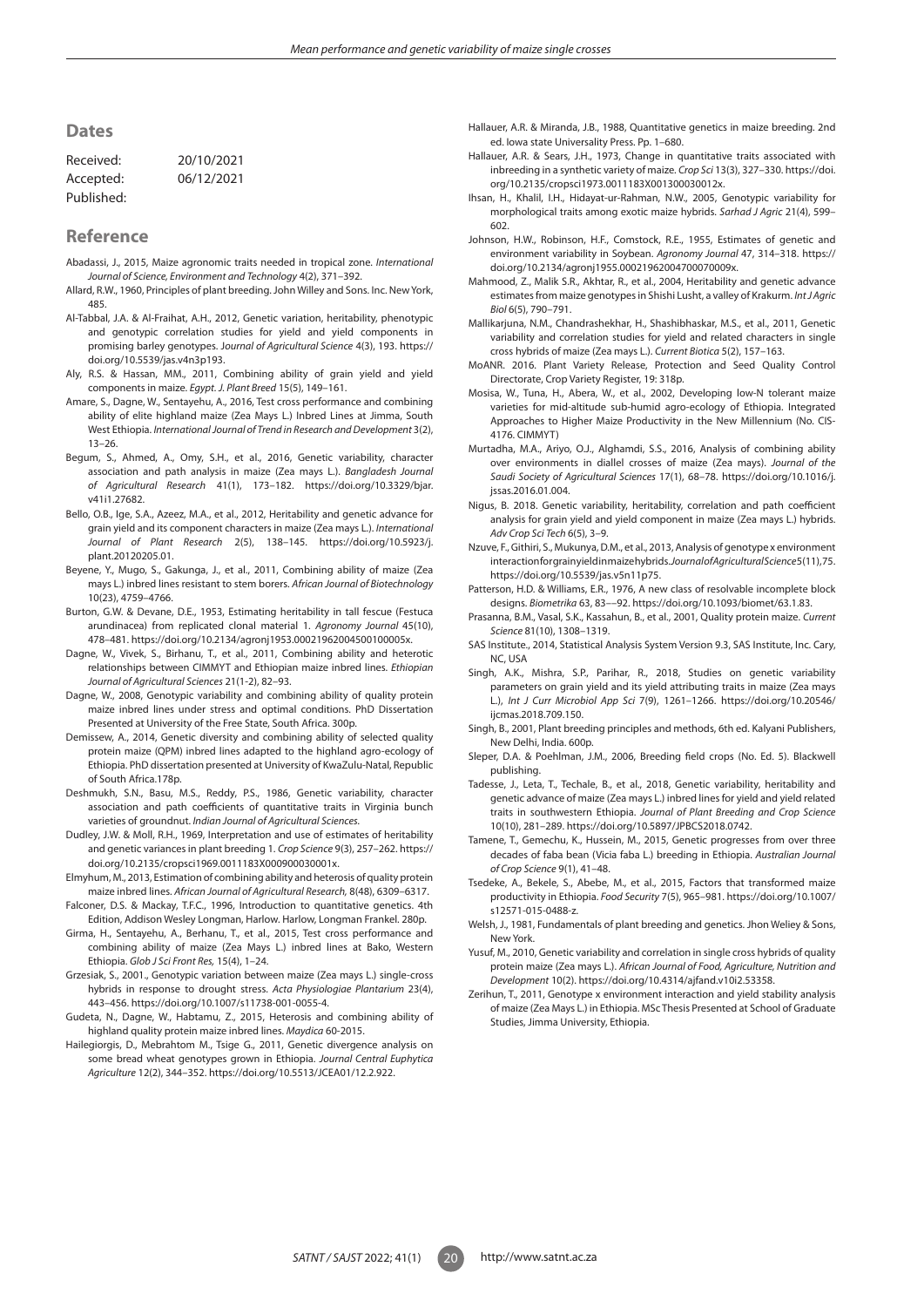## Dates

| Received: | 20/10/2021 |
| --- | --- |
| Accepted: | 06/12/2021 |
| Published: | |

## Reference

Abadassi, J., 2015, Maize agronomic traits needed in tropical zone. *International Journal of Science, Environment and Technology* 4(2), 371–392.

Allard, R.W., 1960, Principles of plant breeding. John Willey and Sons. Inc. New York, 485.

Al-Tabbal, J.A. & Al-Fraihat, A.H., 2012, Genetic variation, heritability, phenotypic and genotypic correlation studies for yield and yield components in promising barley genotypes. *Journal of Agricultural Science* 4(3), 193. https://doi.org/10.5539/jas.v4n3p193.

Aly, R.S. & Hassan, MM., 2011, Combining ability of grain yield and yield components in maize. *Egypt. J. Plant Breed* 15(5), 149–161.

Amare, S., Dagne, W., Sentayehu, A., 2016, Test cross performance and combining ability of elite highland maize (Zea Mays L.) Inbred Lines at Jimma, South West Ethiopia. *International Journal of Trend in Research and Development* 3(2), 13–26.

Begum, S., Ahmed, A., Omy, S.H., et al., 2016, Genetic variability, character association and path analysis in maize (Zea mays L.). *Bangladesh Journal of Agricultural Research* 41(1), 173–182. https://doi.org/10.3329/bjar.v41i1.27682.

Bello, O.B., Ige, S.A., Azeez, M.A., et al., 2012, Heritability and genetic advance for grain yield and its component characters in maize (Zea mays L.). *International Journal of Plant Research* 2(5), 138–145. https://doi.org/10.5923/j.plant.20120205.01.

Beyene, Y., Mugo, S., Gakunga, J., et al., 2011, Combining ability of maize (Zea mays L.) inbred lines resistant to stem borers. *African Journal of Biotechnology* 10(23), 4759–4766.

Burton, G.W. & Devane, D.E., 1953, Estimating heritability in tall fescue (Festuca arundinacea) from replicated clonal material 1. *Agronomy Journal* 45(10), 478–481. https://doi.org/10.2134/agronj1953.00021962004500100005x.

Dagne, W., Vivek, S., Birhanu, T., et al., 2011, Combining ability and heterotic relationships between CIMMYT and Ethiopian maize inbred lines. *Ethiopian Journal of Agricultural Sciences* 21(1-2), 82–93.

Dagne, W., 2008, Genotypic variability and combining ability of quality protein maize inbred lines under stress and optimal conditions. PhD Dissertation Presented at University of the Free State, South Africa. 300p.

Demissew, A., 2014, Genetic diversity and combining ability of selected quality protein maize (QPM) inbred lines adapted to the highland agro-ecology of Ethiopia. PhD dissertation presented at University of KwaZulu-Natal, Republic of South Africa.178p.

Deshmukh, S.N., Basu, M.S., Reddy, P.S., 1986, Genetic variability, character association and path coefficients of quantitative traits in Virginia bunch varieties of groundnut. *Indian Journal of Agricultural Sciences.*

Dudley, J.W. & Moll, R.H., 1969, Interpretation and use of estimates of heritability and genetic variances in plant breeding 1. *Crop Science* 9(3), 257–262. https://doi.org/10.2135/cropsci1969.0011183X000900030001x.

Elmyhum, M., 2013, Estimation of combining ability and heterosis of quality protein maize inbred lines. *African Journal of Agricultural Research,* 8(48), 6309–6317.

Falconer, D.S. & Mackay, T.F.C., 1996, Introduction to quantitative genetics. 4th Edition, Addison Wesley Longman, Harlow. Harlow, Longman Frankel. 280p.

Girma, H., Sentayehu, A., Berhanu, T., et al., 2015, Test cross performance and combining ability of maize (Zea Mays L.) inbred lines at Bako, Western Ethiopia. *Glob J Sci Front Res,* 15(4), 1–24.

Grzesiak, S., 2001., Genotypic variation between maize (Zea mays L.) single-cross hybrids in response to drought stress. *Acta Physiologiae Plantarium* 23(4), 443–456. https://doi.org/10.1007/s11738-001-0055-4.

Gudeta, N., Dagne, W., Habtamu, Z., 2015, Heterosis and combining ability of highland quality protein maize inbred lines. *Maydica* 60-2015.

Hailegiorgis, D., Mebrahtom M., Tsige G., 2011, Genetic divergence analysis on some bread wheat genotypes grown in Ethiopia. *Journal Central Euphytica Agriculture* 12(2), 344–352. https://doi.org/10.5513/JCEA01/12.2.922.

Hallauer, A.R. & Miranda, J.B., 1988, Quantitative genetics in maize breeding. 2nd ed. Iowa state Universality Press. Pp. 1–680.

Hallauer, A.R. & Sears, J.H., 1973, Change in quantitative traits associated with inbreeding in a synthetic variety of maize. *Crop Sci* 13(3), 327–330. https://doi.org/10.2135/cropsci1973.0011183X001300030012x.

Ihsan, H., Khalil, I.H., Hidayat-ur-Rahman, N.W., 2005, Genotypic variability for morphological traits among exotic maize hybrids. *Sarhad J Agric* 21(4), 599–602.

Johnson, H.W., Robinson, H.F., Comstock, R.E., 1955, Estimates of genetic and environment variability in Soybean. *Agronomy Journal* 47, 314–318. https://doi.org/10.2134/agronj1955.00021962004700070009x.

Mahmood, Z., Malik S.R., Akhtar, R., et al., 2004, Heritability and genetic advance estimates from maize genotypes in Shishi Lusht, a valley of Krakurm. *Int J Agric Biol* 6(5), 790–791.

Mallikarjuna, N.M., Chandrashekhar, H., Shashibhaskar, M.S., et al., 2011, Genetic variability and correlation studies for yield and related characters in single cross hybrids of maize (Zea mays L.). *Current Biotica* 5(2), 157–163.

MoANR. 2016. Plant Variety Release, Protection and Seed Quality Control Directorate, Crop Variety Register, 19: 318p.

Mosisa, W., Tuna, H., Abera, W., et al., 2002, Developing low-N tolerant maize varieties for mid-altitude sub-humid agro-ecology of Ethiopia. Integrated Approaches to Higher Maize Productivity in the New Millennium (No. CIS-4176. CIMMYT)

Murtadha, M.A., Ariyo, O.J., Alghamdi, S.S., 2016, Analysis of combining ability over environments in diallel crosses of maize (Zea mays). *Journal of the Saudi Society of Agricultural Sciences* 17(1), 68–78. https://doi.org/10.1016/j.jssas.2016.01.004.

Nigus, B. 2018. Genetic variability, heritability, correlation and path coefficient analysis for grain yield and yield component in maize (Zea mays L.) hybrids. *Adv Crop Sci Tech* 6(5), 3–9.

Nzuve, F., Githiri, S., Mukunya, D.M., et al., 2013, Analysis of genotype x environment interaction for grain yield in maize hybrids. *Journal of Agricultural Science* 5(11), 75. https://doi.org/10.5539/jas.v5n11p75.

Patterson, H.D. & Williams, E.R., 1976, A new class of resolvable incomplete block designs. *Biometrika* 63, 83—92. https://doi.org/10.1093/biomet/63.1.83.

Prasanna, B.M., Vasal, S.K., Kassahun, B., et al., 2001, Quality protein maize. *Current Science* 81(10), 1308–1319.

SAS Institute., 2014, Statistical Analysis System Version 9.3, SAS Institute, Inc. Cary, NC, USA

Singh, A.K., Mishra, S.P., Parihar, R., 2018, Studies on genetic variability parameters on grain yield and its yield attributing traits in maize (Zea mays L.), *Int J Curr Microbiol App Sci* 7(9), 1261–1266. https://doi.org/10.20546/ijcmas.2018.709.150.

Singh, B., 2001, Plant breeding principles and methods, 6th ed. Kalyani Publishers, New Delhi, India. 600p.

Sleper, D.A. & Poehlman, J.M., 2006, Breeding field crops (No. Ed. 5). Blackwell publishing.

Tadesse, J., Leta, T., Techale, B., et al., 2018, Genetic variability, heritability and genetic advance of maize (Zea mays L.) inbred lines for yield and yield related traits in southwestern Ethiopia. *Journal of Plant Breeding and Crop Science* 10(10), 281–289. https://doi.org/10.5897/JPBCS2018.0742.

Tamene, T., Gemechu, K., Hussein, M., 2015, Genetic progresses from over three decades of faba bean (Vicia faba L.) breeding in Ethiopia. *Australian Journal of Crop Science* 9(1), 41–48.

Tsedeke, A., Bekele, S., Abebe, M., et al., 2015, Factors that transformed maize productivity in Ethiopia. *Food Security* 7(5), 965–981. https://doi.org/10.1007/s12571-015-0488-z.

Welsh, J., 1981, Fundamentals of plant breeding and genetics. Jhon Weliey & Sons, New York.

Yusuf, M., 2010, Genetic variability and correlation in single cross hybrids of quality protein maize (Zea mays L.). *African Journal of Food, Agriculture, Nutrition and Development* 10(2). https://doi.org/10.4314/ajfand.v10i2.53358.

Zerihun, T., 2011, Genotype x environment interaction and yield stability analysis of maize (Zea Mays L.) in Ethiopia. MSc Thesis Presented at School of Graduate Studies, Jimma University, Ethiopia.